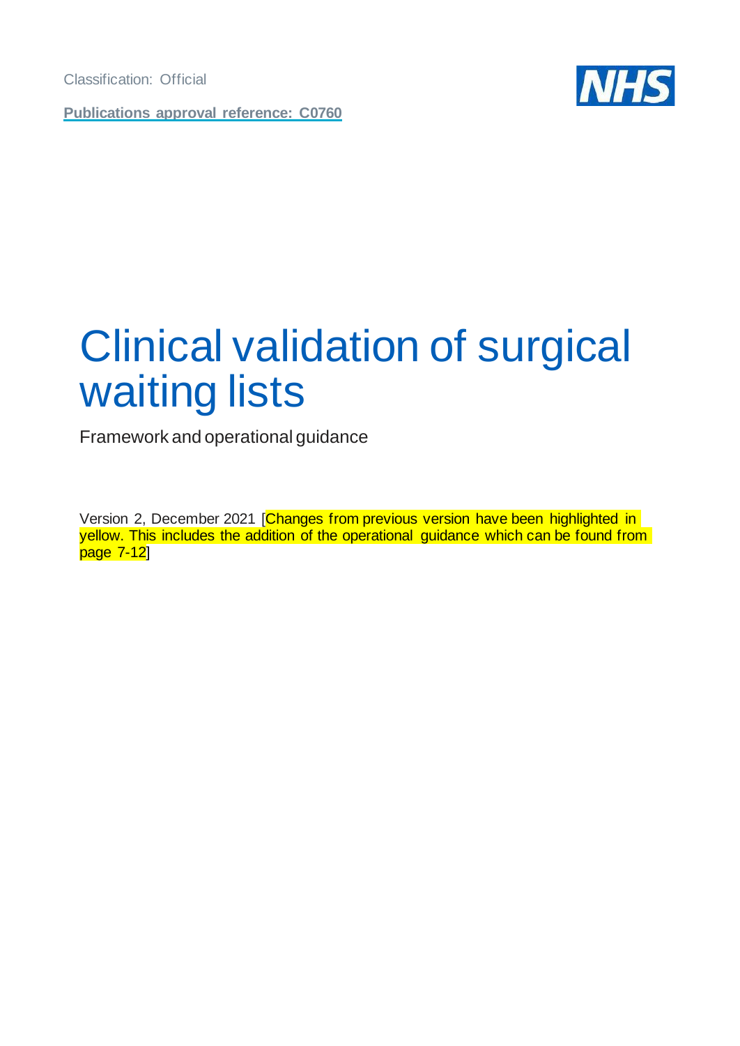Classification: Official

**Publications approval reference: C0760**

# Clinical validation of surgical waiting lists

Framework and operational guidance

Version 2, December 2021 [Changes from previous version have been highlighted in yellow. This includes the addition of the operational guidance which can be found from page 7-12]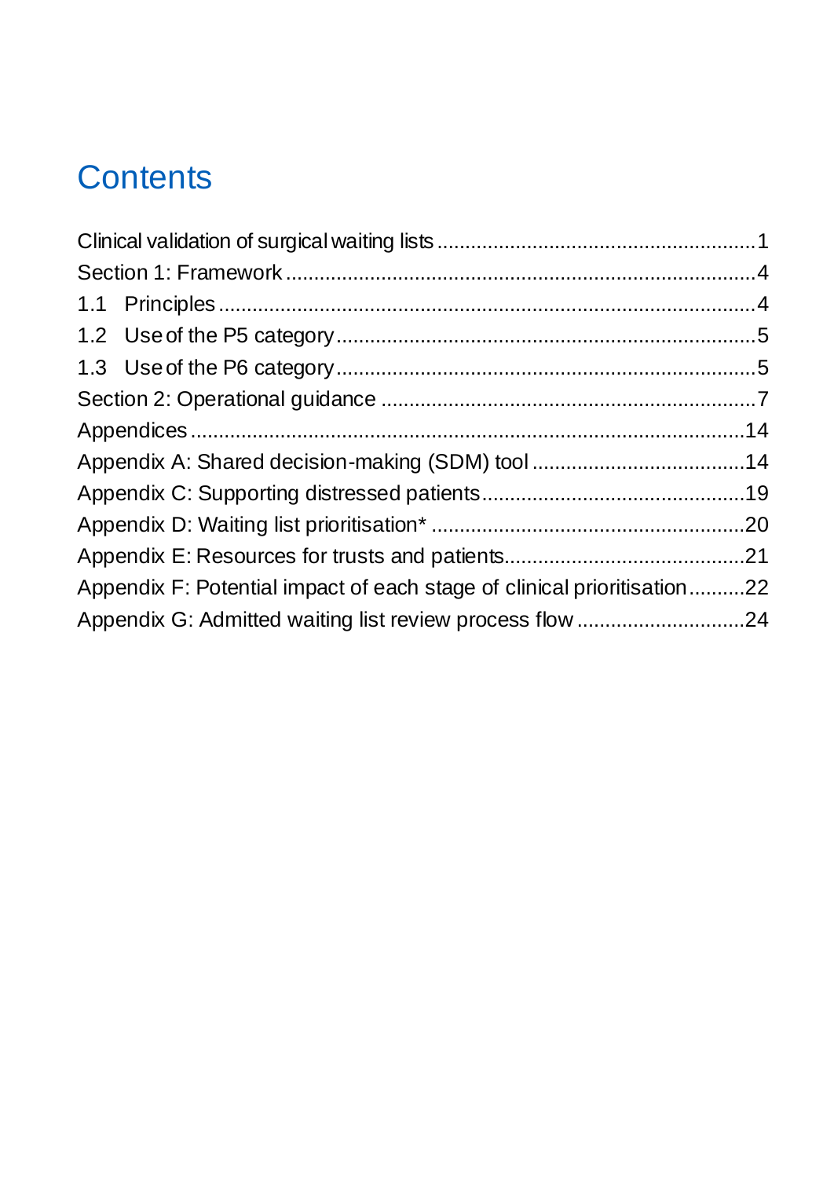# Contents

Clinical validation of surgical waiting lists ........................................................ 1
Section 1: Framework ........................................................................................ 4
1.1 Principles ...................................................................................................... 4
1.2 Use of the P5 category .................................................................................. 5
1.3 Use of the P6 category .................................................................................. 5
Section 2: Operational guidance ......................................................................... 7
Appendices ....................................................................................................... 14
Appendix A: Shared decision-making (SDM) tool ............................................... 14
Appendix C: Supporting distressed patients ...................................................... 19
Appendix D: Waiting list prioritisation* ............................................................... 20
Appendix E: Resources for trusts and patients .................................................. 21
Appendix F: Potential impact of each stage of clinical prioritisation .................... 22
Appendix G: Admitted waiting list review process flow ....................................... 24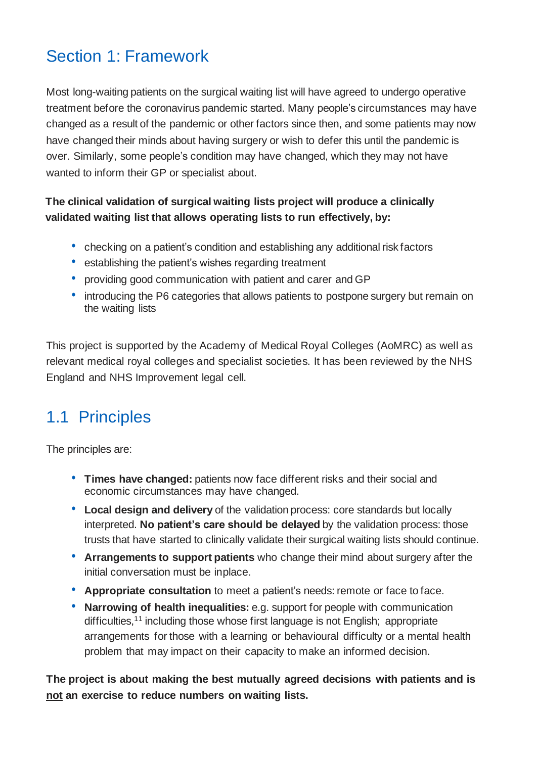# Section 1: Framework

Most long-waiting patients on the surgical waiting list will have agreed to undergo operative treatment before the coronavirus pandemic started. Many people's circumstances may have changed as a result of the pandemic or other factors since then, and some patients may now have changed their minds about having surgery or wish to defer this until the pandemic is over. Similarly, some people's condition may have changed, which they may not have wanted to inform their GP or specialist about.

**The clinical validation of surgical waiting lists project will produce a clinically validated waiting list that allows operating lists to run effectively, by:**

- checking on a patient's condition and establishing any additional risk factors
- establishing the patient's wishes regarding treatment
- providing good communication with patient and carer and GP
- introducing the P6 categories that allows patients to postpone surgery but remain on the waiting lists

This project is supported by the Academy of Medical Royal Colleges (AoMRC) as well as relevant medical royal colleges and specialist societies. It has been reviewed by the NHS England and NHS Improvement legal cell.

## 1.1 Principles

The principles are:

- **Times have changed:** patients now face different risks and their social and economic circumstances may have changed.
- **Local design and delivery** of the validation process: core standards but locally interpreted. **No patient's care should be delayed** by the validation process: those trusts that have started to clinically validate their surgical waiting lists should continue.
- **Arrangements to support patients** who change their mind about surgery after the initial conversation must be inplace.
- **Appropriate consultation** to meet a patient's needs: remote or face to face.
- **Narrowing of health inequalities:** e.g. support for people with communication difficulties,[11] including those whose first language is not English; appropriate arrangements for those with a learning or behavioural difficulty or a mental health problem that may impact on their capacity to make an informed decision.

**The project is about making the best mutually agreed decisions with patients and is <u>not</u> an exercise to reduce numbers on waiting lists.**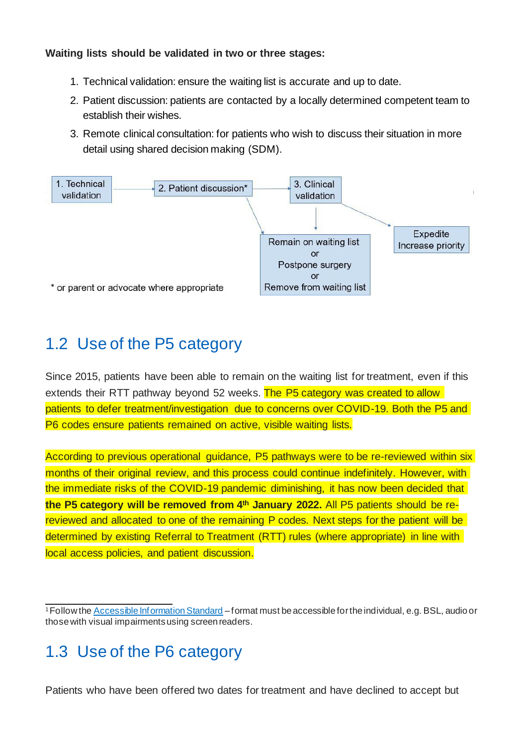**Waiting lists should be validated in two or three stages:**

1. Technical validation: ensure the waiting list is accurate and up to date.
2. Patient discussion: patients are contacted by a locally determined competent team to establish their wishes.
3. Remote clinical consultation: for patients who wish to discuss their situation in more detail using shared decision making (SDM).

1. Technical validation → 2. Patient discussion* → 3. Clinical validation

2. Patient discussion* → Remain on waiting list or Postpone surgery or Remove from waiting list

3. Clinical validation → Remain on waiting list or Postpone surgery or Remove from waiting list

3. Clinical validation → Expedite Increase priority

\* or parent or advocate where appropriate

## 1.2 Use of the P5 category

Since 2015, patients have been able to remain on the waiting list for treatment, even if this extends their RTT pathway beyond 52 weeks. The P5 category was created to allow patients to defer treatment/investigation due to concerns over COVID-19. Both the P5 and P6 codes ensure patients remained on active, visible waiting lists.

According to previous operational guidance, P5 pathways were to be re-reviewed within six months of their original review, and this process could continue indefinitely. However, with the immediate risks of the COVID-19 pandemic diminishing, it has now been decided that **the P5 category will be removed from 4th January 2022.** All P5 patients should be re-reviewed and allocated to one of the remaining P codes. Next steps for the patient will be determined by existing Referral to Treatment (RTT) rules (where appropriate) in line with local access policies, and patient discussion.

[1] Follow the Accessible Information Standard – format must be accessible for the individual, e.g. BSL, audio or those with visual impairments using screen readers.

## 1.3 Use of the P6 category

Patients who have been offered two dates for treatment and have declined to accept but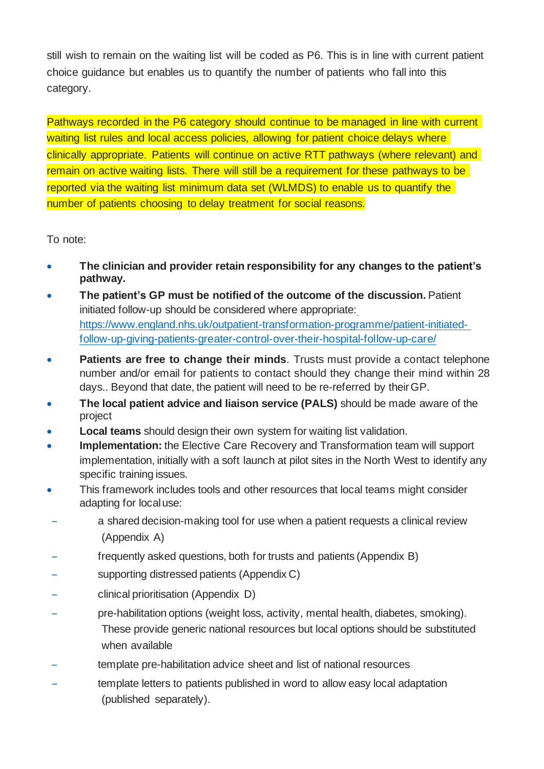still wish to remain on the waiting list will be coded as P6. This is in line with current patient choice guidance but enables us to quantify the number of patients who fall into this category.

Pathways recorded in the P6 category should continue to be managed in line with current waiting list rules and local access policies, allowing for patient choice delays where clinically appropriate. Patients will continue on active RTT pathways (where relevant) and remain on active waiting lists. There will still be a requirement for these pathways to be reported via the waiting list minimum data set (WLMDS) to enable us to quantify the number of patients choosing to delay treatment for social reasons.

To note:

- **The clinician and provider retain responsibility for any changes to the patient's pathway.**
- **The patient's GP must be notified of the outcome of the discussion.** Patient initiated follow-up should be considered where appropriate: [https://www.england.nhs.uk/outpatient-transformation-programme/patient-initiated-follow-up-giving-patients-greater-control-over-their-hospital-follow-up-care/](https://www.england.nhs.uk/outpatient-transformation-programme/patient-initiated-follow-up-giving-patients-greater-control-over-their-hospital-follow-up-care/)
- **Patients are free to change their minds**. Trusts must provide a contact telephone number and/or email for patients to contact should they change their mind within 28 days.. Beyond that date, the patient will need to be re-referred by their GP.
- **The local patient advice and liaison service (PALS)** should be made aware of the project
- **Local teams** should design their own system for waiting list validation.
- **Implementation:** the Elective Care Recovery and Transformation team will support implementation, initially with a soft launch at pilot sites in the North West to identify any specific training issues.
- This framework includes tools and other resources that local teams might consider adapting for local use:
  - a shared decision-making tool for use when a patient requests a clinical review (Appendix A)
  - frequently asked questions, both for trusts and patients (Appendix B)
  - supporting distressed patients (Appendix C)
  - clinical prioritisation (Appendix D)
  - pre-habilitation options (weight loss, activity, mental health, diabetes, smoking). These provide generic national resources but local options should be substituted when available
  - template pre-habilitation advice sheet and list of national resources
  - template letters to patients published in word to allow easy local adaptation (published separately).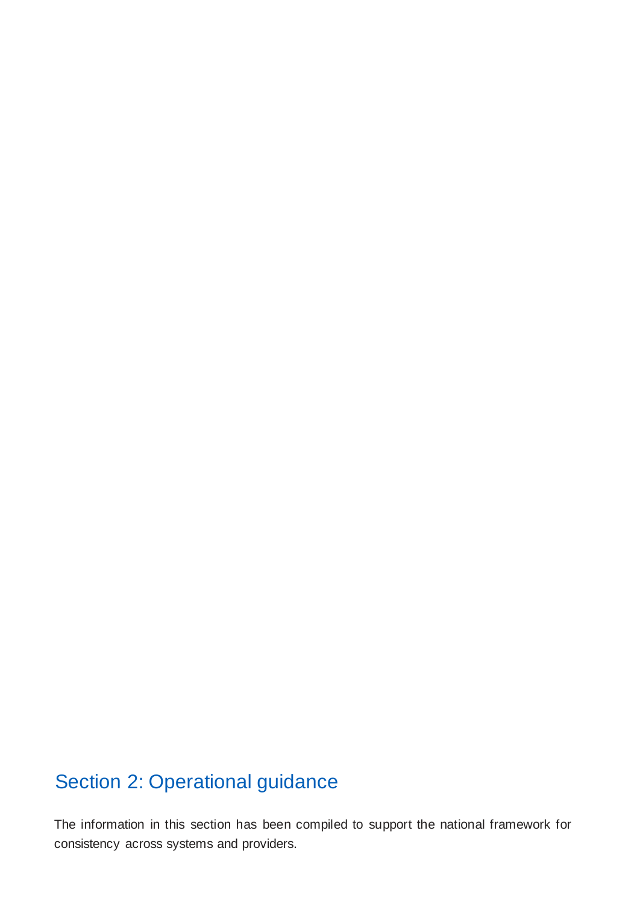# Section 2: Operational guidance

The information in this section has been compiled to support the national framework for consistency across systems and providers.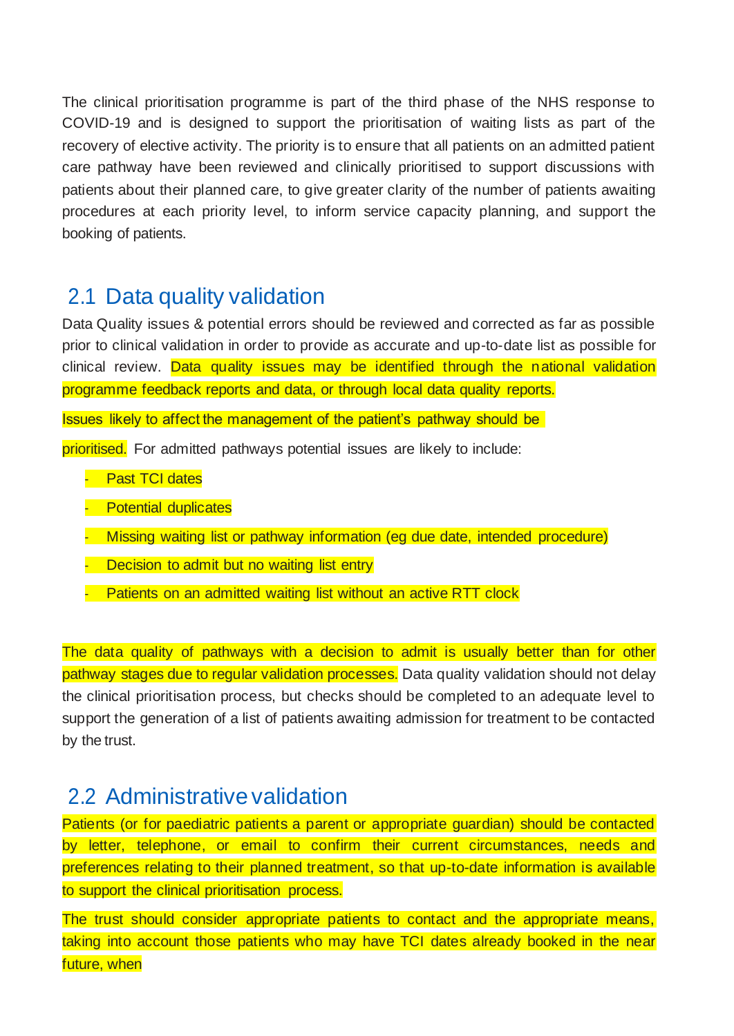The clinical prioritisation programme is part of the third phase of the NHS response to COVID-19 and is designed to support the prioritisation of waiting lists as part of the recovery of elective activity. The priority is to ensure that all patients on an admitted patient care pathway have been reviewed and clinically prioritised to support discussions with patients about their planned care, to give greater clarity of the number of patients awaiting procedures at each priority level, to inform service capacity planning, and support the booking of patients.

## 2.1 Data quality validation

Data Quality issues & potential errors should be reviewed and corrected as far as possible prior to clinical validation in order to provide as accurate and up-to-date list as possible for clinical review. Data quality issues may be identified through the national validation programme feedback reports and data, or through local data quality reports.

Issues likely to affect the management of the patient's pathway should be prioritised. For admitted pathways potential issues are likely to include:

- Past TCI dates
- Potential duplicates
- Missing waiting list or pathway information (eg due date, intended procedure)
- Decision to admit but no waiting list entry
- Patients on an admitted waiting list without an active RTT clock

The data quality of pathways with a decision to admit is usually better than for other pathway stages due to regular validation processes. Data quality validation should not delay the clinical prioritisation process, but checks should be completed to an adequate level to support the generation of a list of patients awaiting admission for treatment to be contacted by the trust.

## 2.2 Administrative validation

Patients (or for paediatric patients a parent or appropriate guardian) should be contacted by letter, telephone, or email to confirm their current circumstances, needs and preferences relating to their planned treatment, so that up-to-date information is available to support the clinical prioritisation process.

The trust should consider appropriate patients to contact and the appropriate means, taking into account those patients who may have TCI dates already booked in the near future, when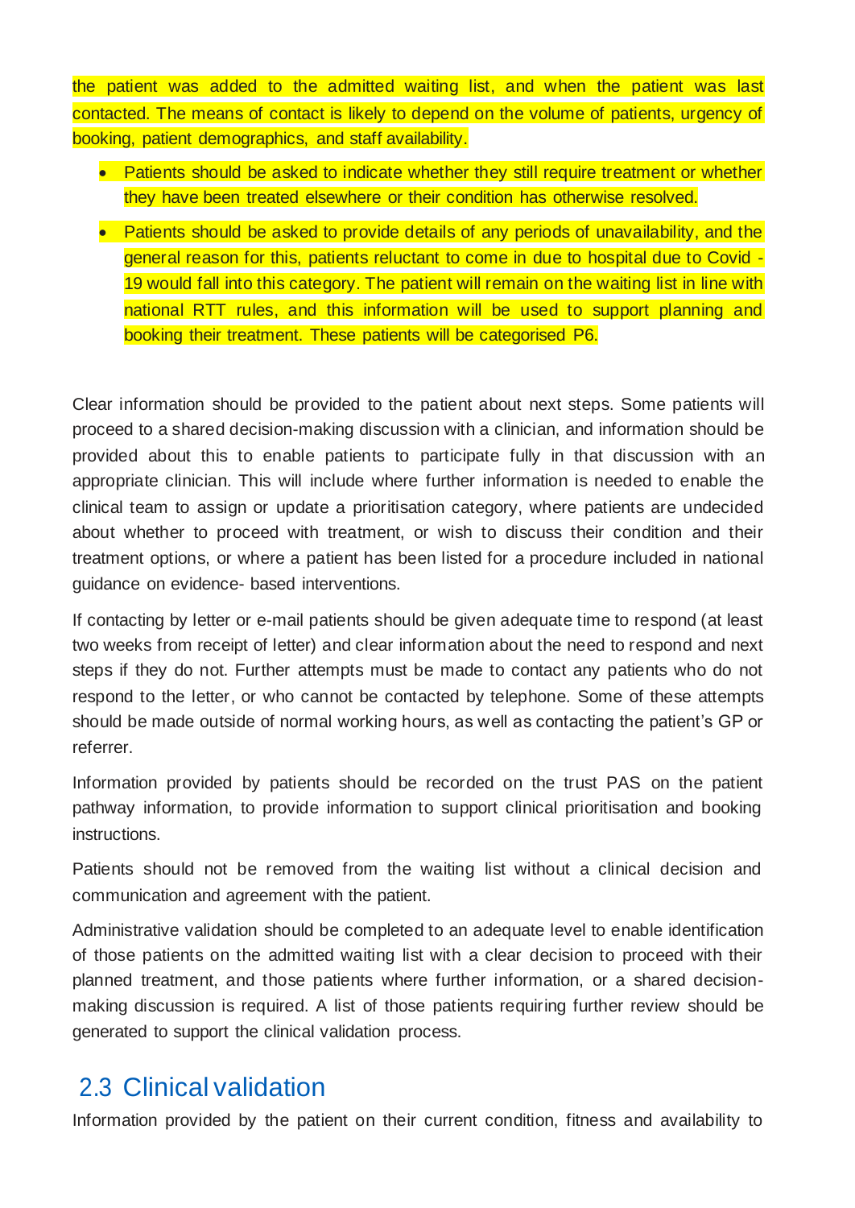the patient was added to the admitted waiting list, and when the patient was last contacted. The means of contact is likely to depend on the volume of patients, urgency of booking, patient demographics, and staff availability.

- Patients should be asked to indicate whether they still require treatment or whether they have been treated elsewhere or their condition has otherwise resolved.
- Patients should be asked to provide details of any periods of unavailability, and the general reason for this, patients reluctant to come in due to hospital due to Covid -19 would fall into this category. The patient will remain on the waiting list in line with national RTT rules, and this information will be used to support planning and booking their treatment. These patients will be categorised P6.

Clear information should be provided to the patient about next steps. Some patients will proceed to a shared decision-making discussion with a clinician, and information should be provided about this to enable patients to participate fully in that discussion with an appropriate clinician. This will include where further information is needed to enable the clinical team to assign or update a prioritisation category, where patients are undecided about whether to proceed with treatment, or wish to discuss their condition and their treatment options, or where a patient has been listed for a procedure included in national guidance on evidence- based interventions.

If contacting by letter or e-mail patients should be given adequate time to respond (at least two weeks from receipt of letter) and clear information about the need to respond and next steps if they do not. Further attempts must be made to contact any patients who do not respond to the letter, or who cannot be contacted by telephone. Some of these attempts should be made outside of normal working hours, as well as contacting the patient's GP or referrer.

Information provided by patients should be recorded on the trust PAS on the patient pathway information, to provide information to support clinical prioritisation and booking instructions.

Patients should not be removed from the waiting list without a clinical decision and communication and agreement with the patient.

Administrative validation should be completed to an adequate level to enable identification of those patients on the admitted waiting list with a clear decision to proceed with their planned treatment, and those patients where further information, or a shared decision-making discussion is required. A list of those patients requiring further review should be generated to support the clinical validation process.

## 2.3 Clinical validation

Information provided by the patient on their current condition, fitness and availability to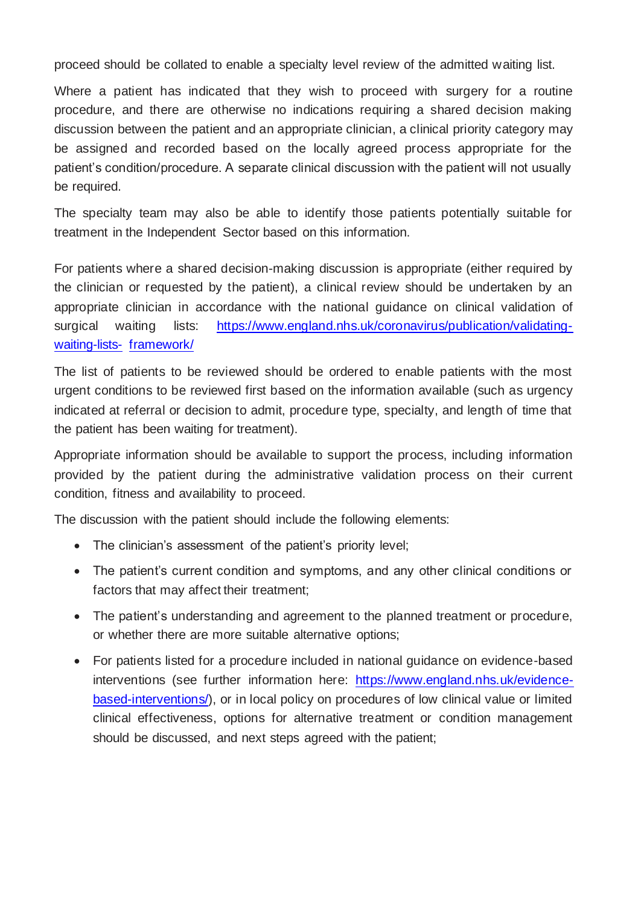proceed should be collated to enable a specialty level review of the admitted waiting list.

Where a patient has indicated that they wish to proceed with surgery for a routine procedure, and there are otherwise no indications requiring a shared decision making discussion between the patient and an appropriate clinician, a clinical priority category may be assigned and recorded based on the locally agreed process appropriate for the patient's condition/procedure. A separate clinical discussion with the patient will not usually be required.

The specialty team may also be able to identify those patients potentially suitable for treatment in the Independent Sector based on this information.

For patients where a shared decision-making discussion is appropriate (either required by the clinician or requested by the patient), a clinical review should be undertaken by an appropriate clinician in accordance with the national guidance on clinical validation of surgical waiting lists: [https://www.england.nhs.uk/coronavirus/publication/validating-waiting-lists-framework/](https://www.england.nhs.uk/coronavirus/publication/validating-waiting-lists-framework/)

The list of patients to be reviewed should be ordered to enable patients with the most urgent conditions to be reviewed first based on the information available (such as urgency indicated at referral or decision to admit, procedure type, specialty, and length of time that the patient has been waiting for treatment).

Appropriate information should be available to support the process, including information provided by the patient during the administrative validation process on their current condition, fitness and availability to proceed.

The discussion with the patient should include the following elements:

- The clinician's assessment of the patient's priority level;
- The patient's current condition and symptoms, and any other clinical conditions or factors that may affect their treatment;
- The patient's understanding and agreement to the planned treatment or procedure, or whether there are more suitable alternative options;
- For patients listed for a procedure included in national guidance on evidence-based interventions (see further information here: [https://www.england.nhs.uk/evidence-based-interventions/](https://www.england.nhs.uk/evidence-based-interventions/)), or in local policy on procedures of low clinical value or limited clinical effectiveness, options for alternative treatment or condition management should be discussed, and next steps agreed with the patient;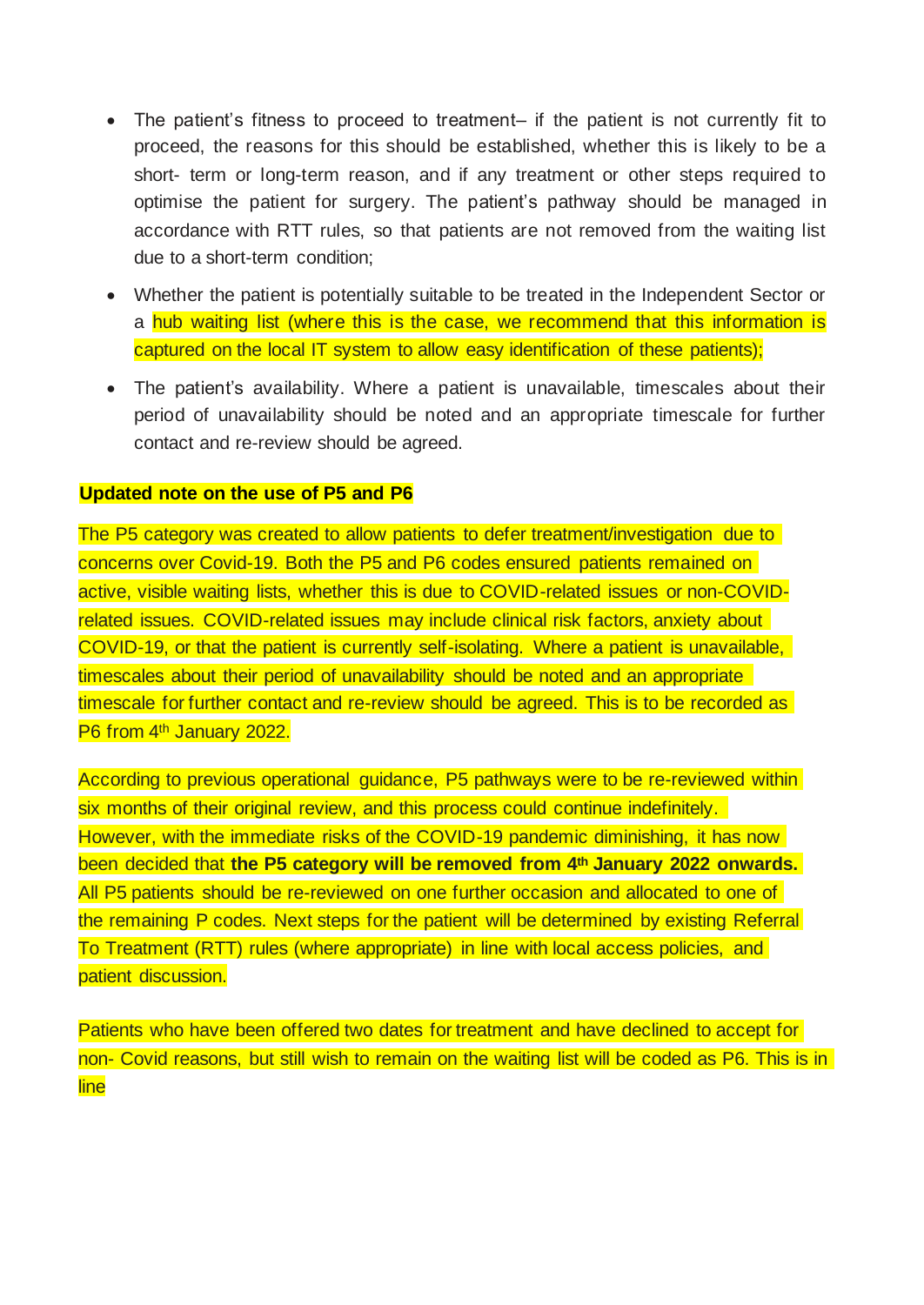- The patient's fitness to proceed to treatment– if the patient is not currently fit to proceed, the reasons for this should be established, whether this is likely to be a short- term or long-term reason, and if any treatment or other steps required to optimise the patient for surgery. The patient's pathway should be managed in accordance with RTT rules, so that patients are not removed from the waiting list due to a short-term condition;
- Whether the patient is potentially suitable to be treated in the Independent Sector or a hub waiting list (where this is the case, we recommend that this information is captured on the local IT system to allow easy identification of these patients);
- The patient's availability. Where a patient is unavailable, timescales about their period of unavailability should be noted and an appropriate timescale for further contact and re-review should be agreed.

**Updated note on the use of P5 and P6**

The P5 category was created to allow patients to defer treatment/investigation due to concerns over Covid-19. Both the P5 and P6 codes ensured patients remained on active, visible waiting lists, whether this is due to COVID-related issues or non-COVID-related issues. COVID-related issues may include clinical risk factors, anxiety about COVID-19, or that the patient is currently self-isolating. Where a patient is unavailable, timescales about their period of unavailability should be noted and an appropriate timescale for further contact and re-review should be agreed. This is to be recorded as P6 from 4th January 2022.

According to previous operational guidance, P5 pathways were to be re-reviewed within six months of their original review, and this process could continue indefinitely. However, with the immediate risks of the COVID-19 pandemic diminishing, it has now been decided that **the P5 category will be removed from 4th January 2022 onwards.** All P5 patients should be re-reviewed on one further occasion and allocated to one of the remaining P codes. Next steps for the patient will be determined by existing Referral To Treatment (RTT) rules (where appropriate) in line with local access policies, and patient discussion.

Patients who have been offered two dates for treatment and have declined to accept for non- Covid reasons, but still wish to remain on the waiting list will be coded as P6. This is in line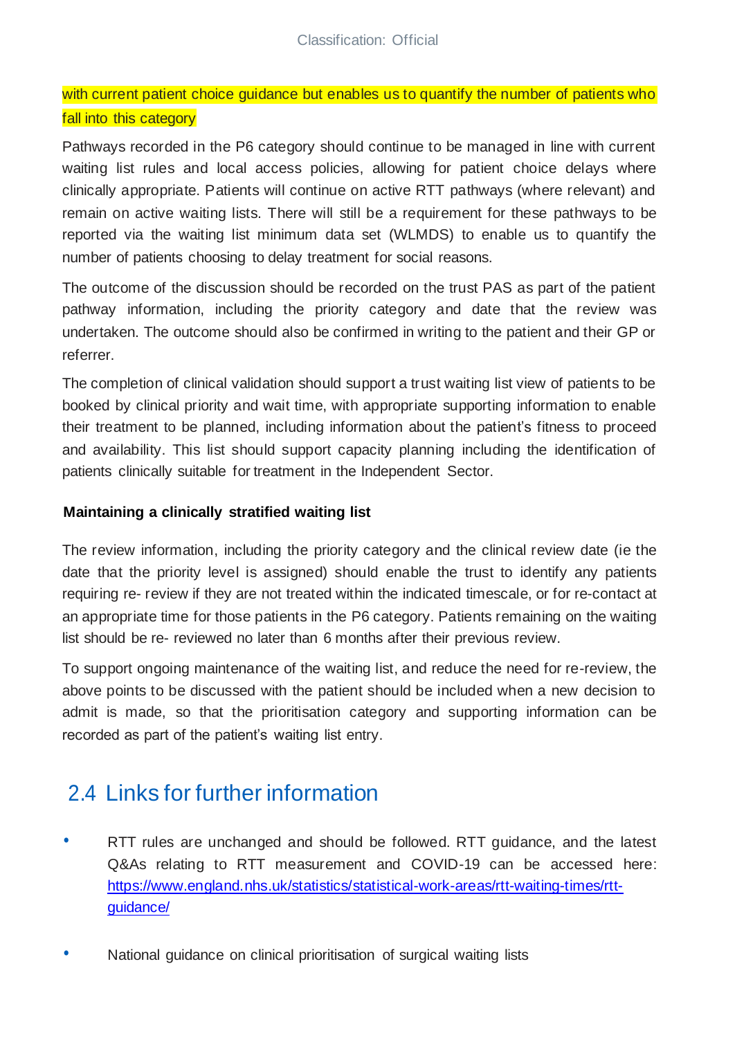with current patient choice guidance but enables us to quantify the number of patients who fall into this category

Pathways recorded in the P6 category should continue to be managed in line with current waiting list rules and local access policies, allowing for patient choice delays where clinically appropriate. Patients will continue on active RTT pathways (where relevant) and remain on active waiting lists. There will still be a requirement for these pathways to be reported via the waiting list minimum data set (WLMDS) to enable us to quantify the number of patients choosing to delay treatment for social reasons.

The outcome of the discussion should be recorded on the trust PAS as part of the patient pathway information, including the priority category and date that the review was undertaken. The outcome should also be confirmed in writing to the patient and their GP or referrer.

The completion of clinical validation should support a trust waiting list view of patients to be booked by clinical priority and wait time, with appropriate supporting information to enable their treatment to be planned, including information about the patient's fitness to proceed and availability. This list should support capacity planning including the identification of patients clinically suitable for treatment in the Independent Sector.

**Maintaining a clinically stratified waiting list**

The review information, including the priority category and the clinical review date (ie the date that the priority level is assigned) should enable the trust to identify any patients requiring re- review if they are not treated within the indicated timescale, or for re-contact at an appropriate time for those patients in the P6 category. Patients remaining on the waiting list should be re- reviewed no later than 6 months after their previous review.

To support ongoing maintenance of the waiting list, and reduce the need for re-review, the above points to be discussed with the patient should be included when a new decision to admit is made, so that the prioritisation category and supporting information can be recorded as part of the patient's waiting list entry.

## 2.4 Links for further information

- RTT rules are unchanged and should be followed. RTT guidance, and the latest Q&As relating to RTT measurement and COVID-19 can be accessed here: https://www.england.nhs.uk/statistics/statistical-work-areas/rtt-waiting-times/rtt-guidance/

- National guidance on clinical prioritisation of surgical waiting lists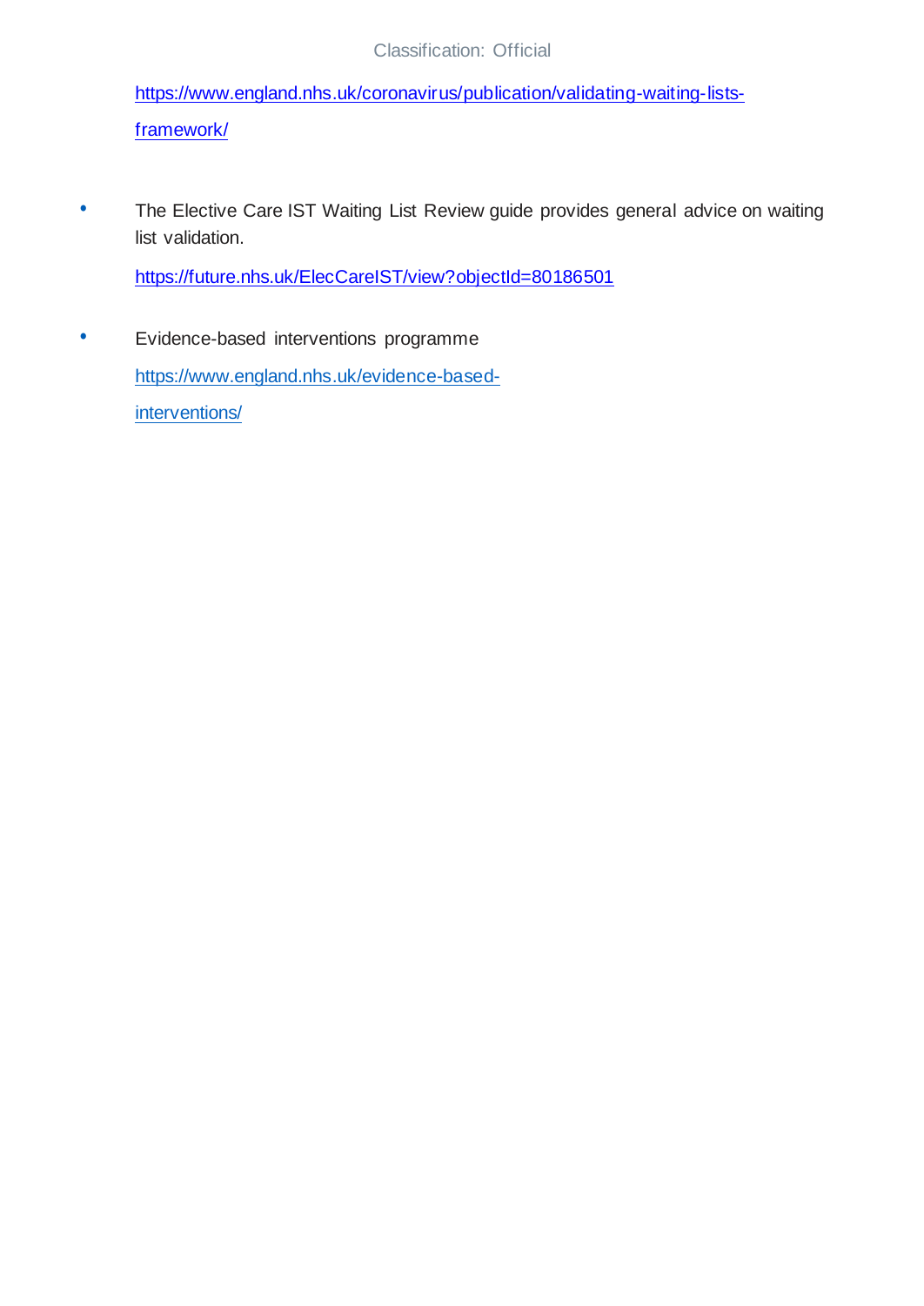https://www.england.nhs.uk/coronavirus/publication/validating-waiting-lists-framework/

- The Elective Care IST Waiting List Review guide provides general advice on waiting list validation.

  https://future.nhs.uk/ElecCareIST/view?objectId=80186501

- Evidence-based interventions programme

  https://www.england.nhs.uk/evidence-based-interventions/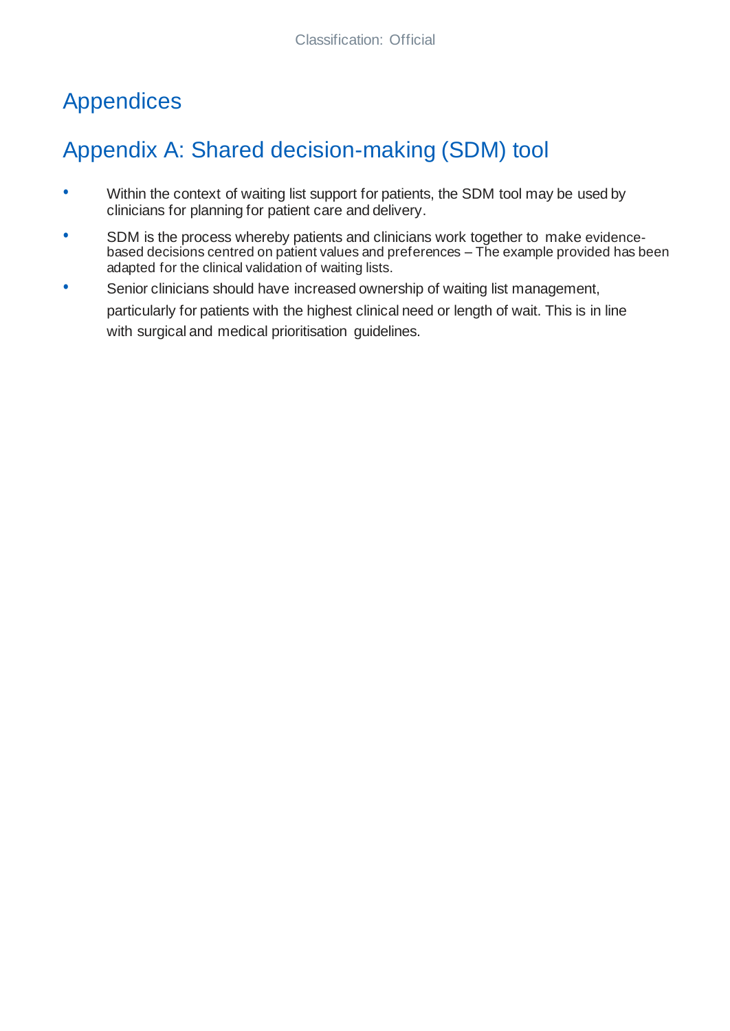# Appendices

## Appendix A: Shared decision-making (SDM) tool

- Within the context of waiting list support for patients, the SDM tool may be used by clinicians for planning for patient care and delivery.
- SDM is the process whereby patients and clinicians work together to make evidence-based decisions centred on patient values and preferences – The example provided has been adapted for the clinical validation of waiting lists.
- Senior clinicians should have increased ownership of waiting list management, particularly for patients with the highest clinical need or length of wait. This is in line with surgical and medical prioritisation guidelines.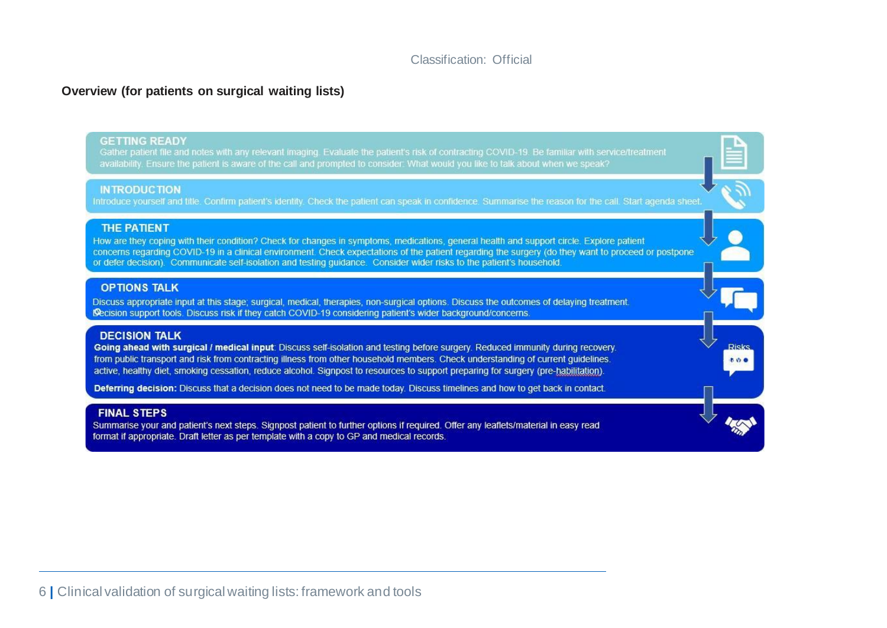**Overview (for patients on surgical waiting lists)**

### GETTING READY

Gather patient file and notes with any relevant imaging. Evaluate the patient's risk of contracting COVID-19. Be familiar with service/treatment availability. Ensure the patient is aware of the call and prompted to consider: What would you like to talk about when we speak?

### INTRODUCTION

Introduce yourself and title. Confirm patient's identity. Check the patient can speak in confidence. Summarise the reason for the call. Start agenda sheet.

### THE PATIENT

How are they coping with their condition? Check for changes in symptoms, medications, general health and support circle. Explore patient concerns regarding COVID-19 in a clinical environment. Check expectations of the patient regarding the surgery (do they want to proceed or postpone or defer decision). Communicate self-isolation and testing guidance. Consider wider risks to the patient's household.

### OPTIONS TALK

Discuss appropriate input at this stage; surgical, medical, therapies, non-surgical options. Discuss the outcomes of delaying treatment. Decision support tools. Discuss risk if they catch COVID-19 considering patient's wider background/concerns.

### DECISION TALK

Risks

**Going ahead with surgical / medical input**: Discuss self-isolation and testing before surgery. Reduced immunity during recovery. from public transport and risk from contracting illness from other household members. Check understanding of current guidelines. active, healthy diet, smoking cessation, reduce alcohol. Signpost to resources to support preparing for surgery (pre-habilitation).

**Deferring decision:** Discuss that a decision does not need to be made today. Discuss timelines and how to get back in contact.

### FINAL STEPS

Summarise your and patient's next steps. Signpost patient to further options if required. Offer any leaflets/material in easy read format if appropriate. Draft letter as per template with a copy to GP and medical records.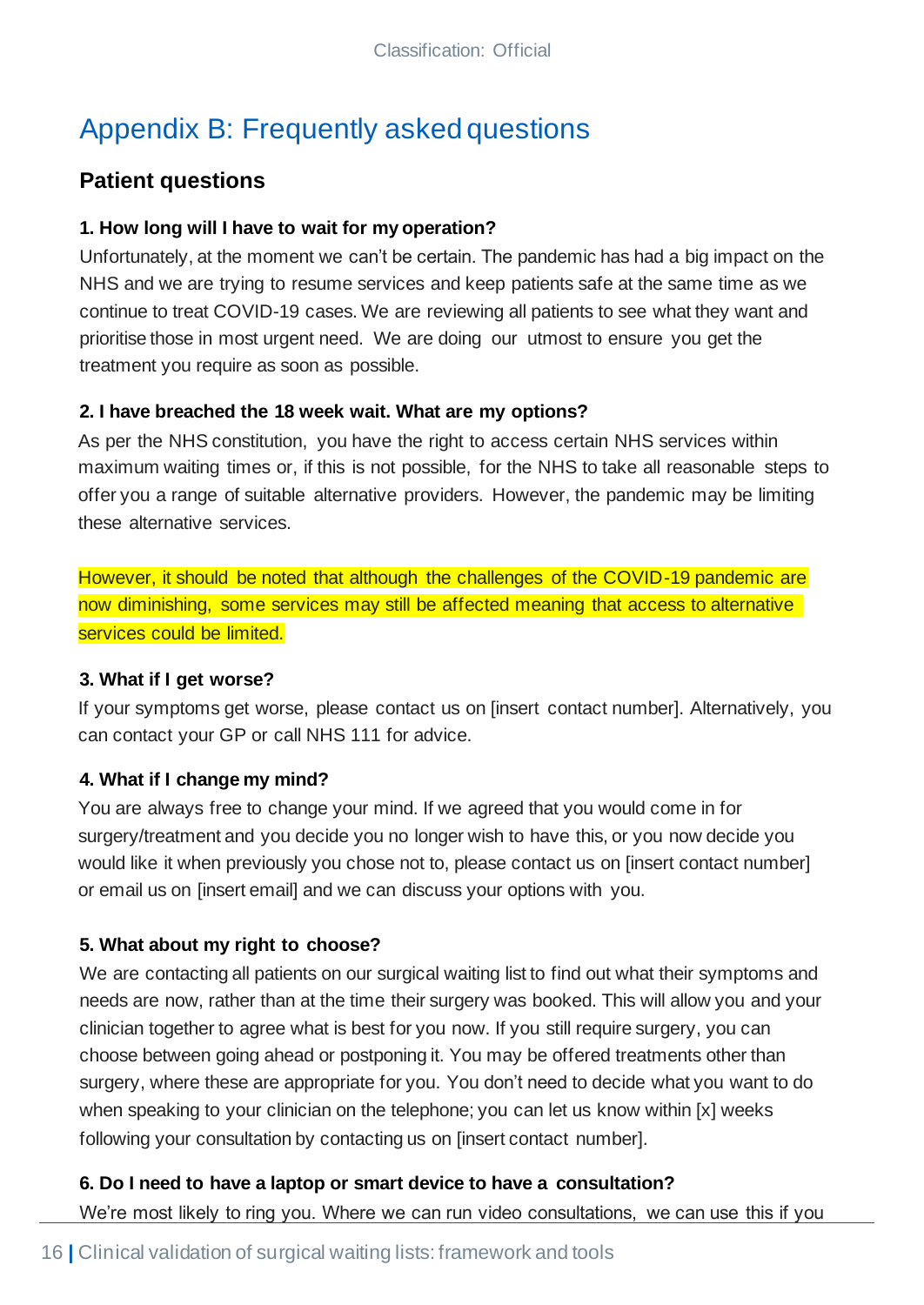# Appendix B: Frequently asked questions

## Patient questions

### 1. How long will I have to wait for my operation?

Unfortunately, at the moment we can't be certain. The pandemic has had a big impact on the NHS and we are trying to resume services and keep patients safe at the same time as we continue to treat COVID-19 cases. We are reviewing all patients to see what they want and prioritise those in most urgent need. We are doing our utmost to ensure you get the treatment you require as soon as possible.

### 2. I have breached the 18 week wait. What are my options?

As per the NHS constitution, you have the right to access certain NHS services within maximum waiting times or, if this is not possible, for the NHS to take all reasonable steps to offer you a range of suitable alternative providers. However, the pandemic may be limiting these alternative services.

However, it should be noted that although the challenges of the COVID-19 pandemic are now diminishing, some services may still be affected meaning that access to alternative services could be limited.

### 3. What if I get worse?

If your symptoms get worse, please contact us on [insert contact number]. Alternatively, you can contact your GP or call NHS 111 for advice.

### 4. What if I change my mind?

You are always free to change your mind. If we agreed that you would come in for surgery/treatment and you decide you no longer wish to have this, or you now decide you would like it when previously you chose not to, please contact us on [insert contact number] or email us on [insert email] and we can discuss your options with you.

### 5. What about my right to choose?

We are contacting all patients on our surgical waiting list to find out what their symptoms and needs are now, rather than at the time their surgery was booked. This will allow you and your clinician together to agree what is best for you now. If you still require surgery, you can choose between going ahead or postponing it. You may be offered treatments other than surgery, where these are appropriate for you. You don't need to decide what you want to do when speaking to your clinician on the telephone; you can let us know within [x] weeks following your consultation by contacting us on [insert contact number].

### 6. Do I need to have a laptop or smart device to have a consultation?

We're most likely to ring you. Where we can run video consultations, we can use this if you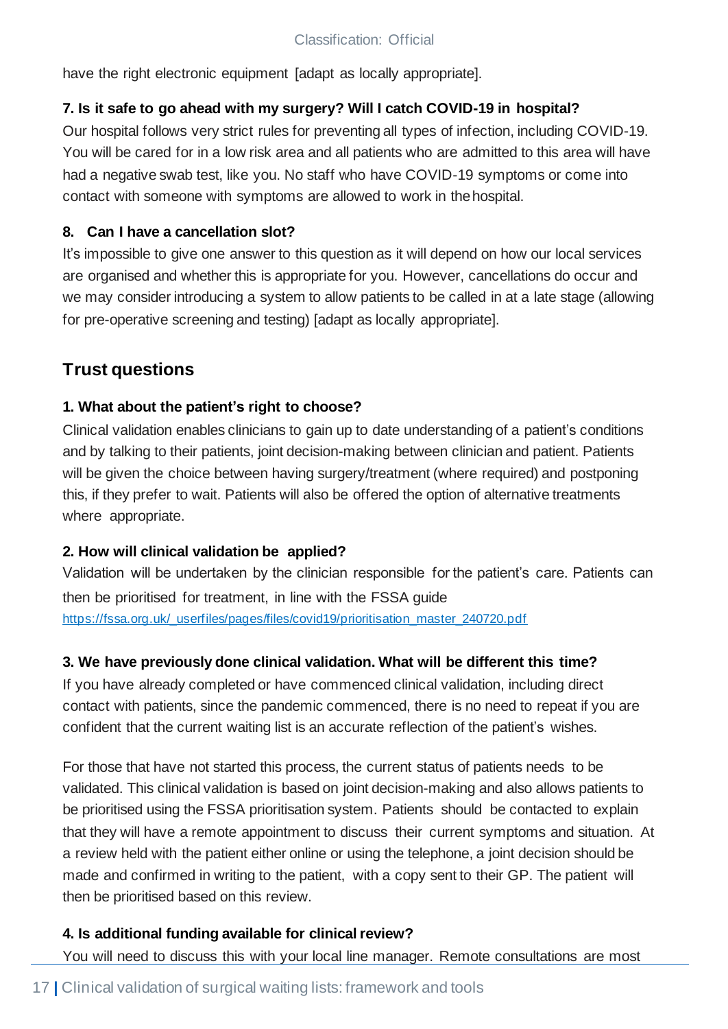have the right electronic equipment [adapt as locally appropriate].

**7. Is it safe to go ahead with my surgery? Will I catch COVID-19 in hospital?**

Our hospital follows very strict rules for preventing all types of infection, including COVID-19. You will be cared for in a low risk area and all patients who are admitted to this area will have had a negative swab test, like you. No staff who have COVID-19 symptoms or come into contact with someone with symptoms are allowed to work in the hospital.

**8. Can I have a cancellation slot?**

It's impossible to give one answer to this question as it will depend on how our local services are organised and whether this is appropriate for you. However, cancellations do occur and we may consider introducing a system to allow patients to be called in at a late stage (allowing for pre-operative screening and testing) [adapt as locally appropriate].

## Trust questions

**1. What about the patient's right to choose?**

Clinical validation enables clinicians to gain up to date understanding of a patient's conditions and by talking to their patients, joint decision-making between clinician and patient. Patients will be given the choice between having surgery/treatment (where required) and postponing this, if they prefer to wait. Patients will also be offered the option of alternative treatments where appropriate.

**2. How will clinical validation be applied?**

Validation will be undertaken by the clinician responsible for the patient's care. Patients can then be prioritised for treatment, in line with the FSSA guide https://fssa.org.uk/_userfiles/pages/files/covid19/prioritisation_master_240720.pdf

**3. We have previously done clinical validation. What will be different this time?**

If you have already completed or have commenced clinical validation, including direct contact with patients, since the pandemic commenced, there is no need to repeat if you are confident that the current waiting list is an accurate reflection of the patient's wishes.

For those that have not started this process, the current status of patients needs to be validated. This clinical validation is based on joint decision-making and also allows patients to be prioritised using the FSSA prioritisation system. Patients should be contacted to explain that they will have a remote appointment to discuss their current symptoms and situation. At a review held with the patient either online or using the telephone, a joint decision should be made and confirmed in writing to the patient, with a copy sent to their GP. The patient will then be prioritised based on this review.

**4. Is additional funding available for clinical review?**

You will need to discuss this with your local line manager. Remote consultations are most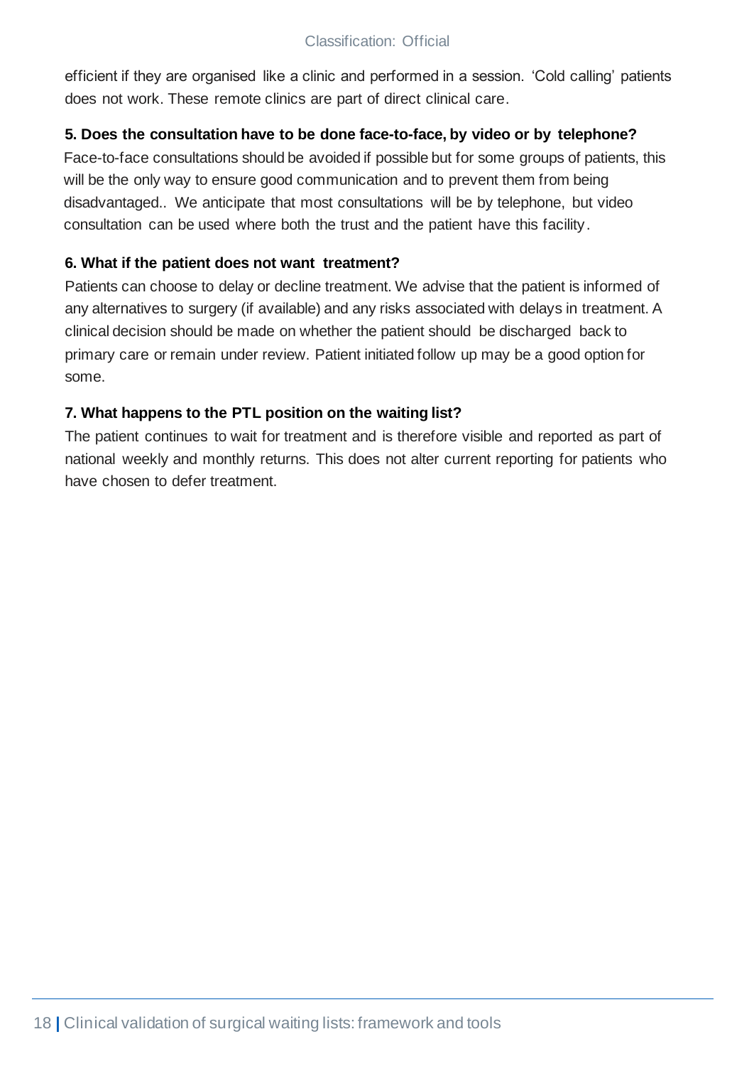efficient if they are organised like a clinic and performed in a session. 'Cold calling' patients does not work. These remote clinics are part of direct clinical care.

**5. Does the consultation have to be done face-to-face, by video or by telephone?**

Face-to-face consultations should be avoided if possible but for some groups of patients, this will be the only way to ensure good communication and to prevent them from being disadvantaged.. We anticipate that most consultations will be by telephone, but video consultation can be used where both the trust and the patient have this facility.

**6. What if the patient does not want treatment?**

Patients can choose to delay or decline treatment. We advise that the patient is informed of any alternatives to surgery (if available) and any risks associated with delays in treatment. A clinical decision should be made on whether the patient should be discharged back to primary care or remain under review. Patient initiated follow up may be a good option for some.

**7. What happens to the PTL position on the waiting list?**

The patient continues to wait for treatment and is therefore visible and reported as part of national weekly and monthly returns. This does not alter current reporting for patients who have chosen to defer treatment.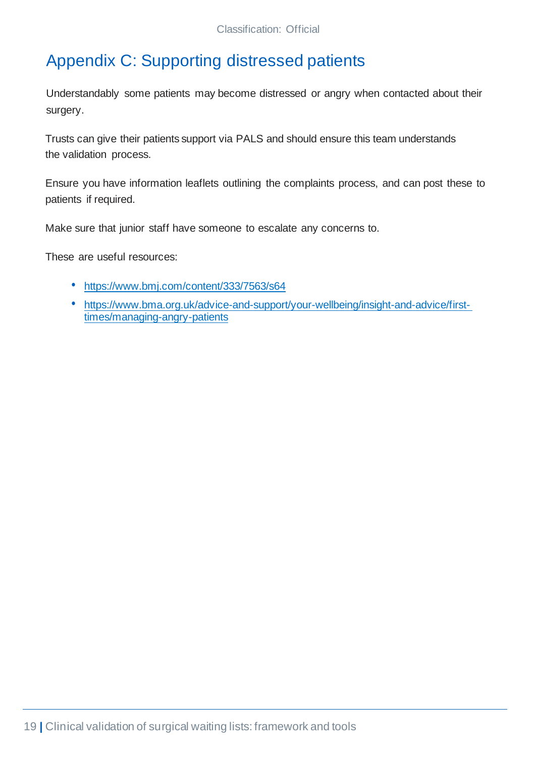# Appendix C: Supporting distressed patients

Understandably some patients may become distressed or angry when contacted about their surgery.

Trusts can give their patients support via PALS and should ensure this team understands the validation process.

Ensure you have information leaflets outlining the complaints process, and can post these to patients if required.

Make sure that junior staff have someone to escalate any concerns to.

These are useful resources:

- https://www.bmj.com/content/333/7563/s64
- https://www.bma.org.uk/advice-and-support/your-wellbeing/insight-and-advice/first-times/managing-angry-patients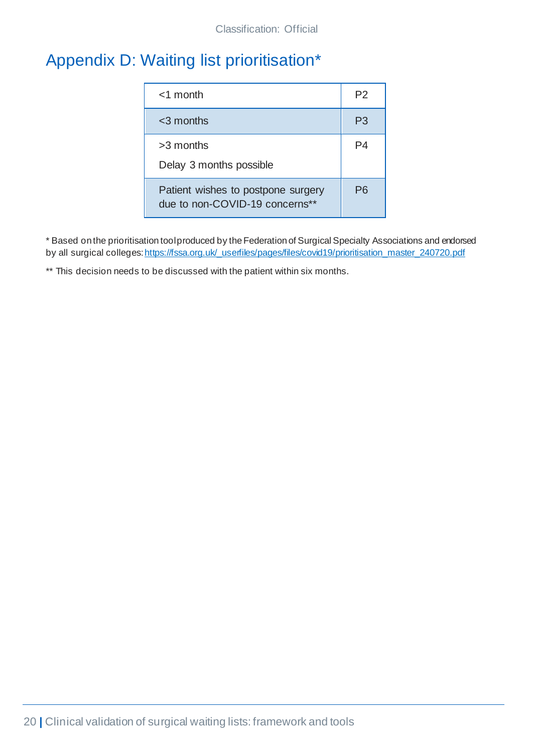# Appendix D: Waiting list prioritisation*

| | |
|---|---|
| <1 month | P2 |
| <3 months | P3 |
| >3 months<br>Delay 3 months possible | P4 |
| Patient wishes to postpone surgery due to non-COVID-19 concerns** | P6 |

* Based on the prioritisation tool produced by the Federation of Surgical Specialty Associations and endorsed by all surgical colleges: https://fssa.org.uk/_userfiles/pages/files/covid19/prioritisation_master_240720.pdf

** This decision needs to be discussed with the patient within six months.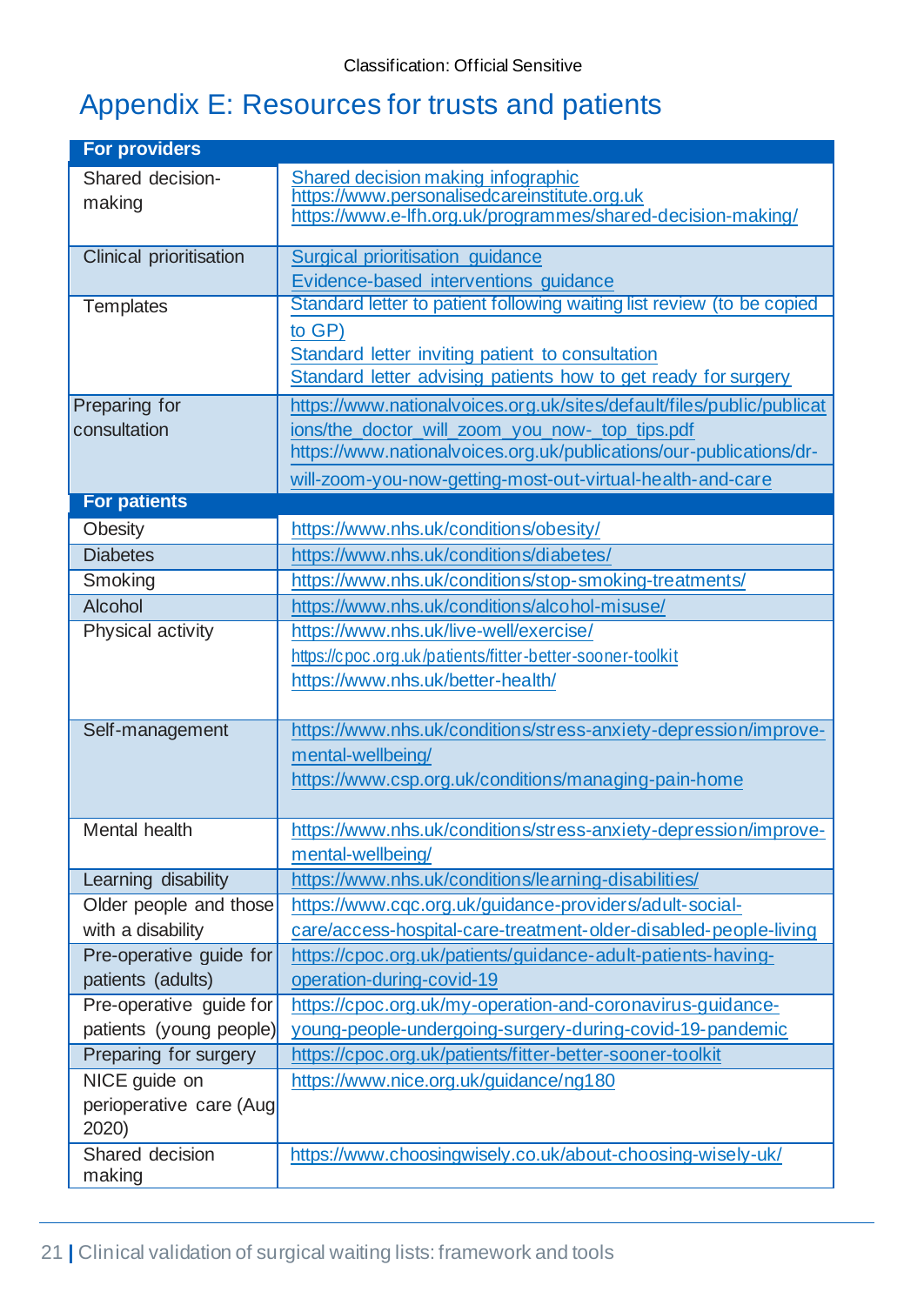# Appendix E: Resources for trusts and patients

| For providers | |
|---|---|
| Shared decision-making | Shared decision making infographic<br>https://www.personalisedcareinstitute.org.uk<br>https://www.e-lfh.org.uk/programmes/shared-decision-making/ |
| Clinical prioritisation | Surgical prioritisation guidance<br>Evidence-based interventions guidance |
| Templates | Standard letter to patient following waiting list review (to be copied to GP)<br>Standard letter inviting patient to consultation<br>Standard letter advising patients how to get ready for surgery |
| Preparing for consultation | https://www.nationalvoices.org.uk/sites/default/files/public/publications/the_doctor_will_zoom_you_now-_top_tips.pdf<br>https://www.nationalvoices.org.uk/publications/our-publications/dr-will-zoom-you-now-getting-most-out-virtual-health-and-care |
| **For patients** | |
| Obesity | https://www.nhs.uk/conditions/obesity/ |
| Diabetes | https://www.nhs.uk/conditions/diabetes/ |
| Smoking | https://www.nhs.uk/conditions/stop-smoking-treatments/ |
| Alcohol | https://www.nhs.uk/conditions/alcohol-misuse/ |
| Physical activity | https://www.nhs.uk/live-well/exercise/<br>https://cpoc.org.uk/patients/fitter-better-sooner-toolkit<br>https://www.nhs.uk/better-health/ |
| Self-management | https://www.nhs.uk/conditions/stress-anxiety-depression/improve-mental-wellbeing/<br>https://www.csp.org.uk/conditions/managing-pain-home |
| Mental health | https://www.nhs.uk/conditions/stress-anxiety-depression/improve-mental-wellbeing/ |
| Learning disability | https://www.nhs.uk/conditions/learning-disabilities/ |
| Older people and those with a disability | https://www.cqc.org.uk/guidance-providers/adult-social-care/access-hospital-care-treatment-older-disabled-people-living |
| Pre-operative guide for patients (adults) | https://cpoc.org.uk/patients/guidance-adult-patients-having-operation-during-covid-19 |
| Pre-operative guide for patients (young people) | https://cpoc.org.uk/my-operation-and-coronavirus-guidance-young-people-undergoing-surgery-during-covid-19-pandemic |
| Preparing for surgery | https://cpoc.org.uk/patients/fitter-better-sooner-toolkit |
| NICE guide on perioperative care (Aug 2020) | https://www.nice.org.uk/guidance/ng180 |
| Shared decision making | https://www.choosingwisely.co.uk/about-choosing-wisely-uk/ |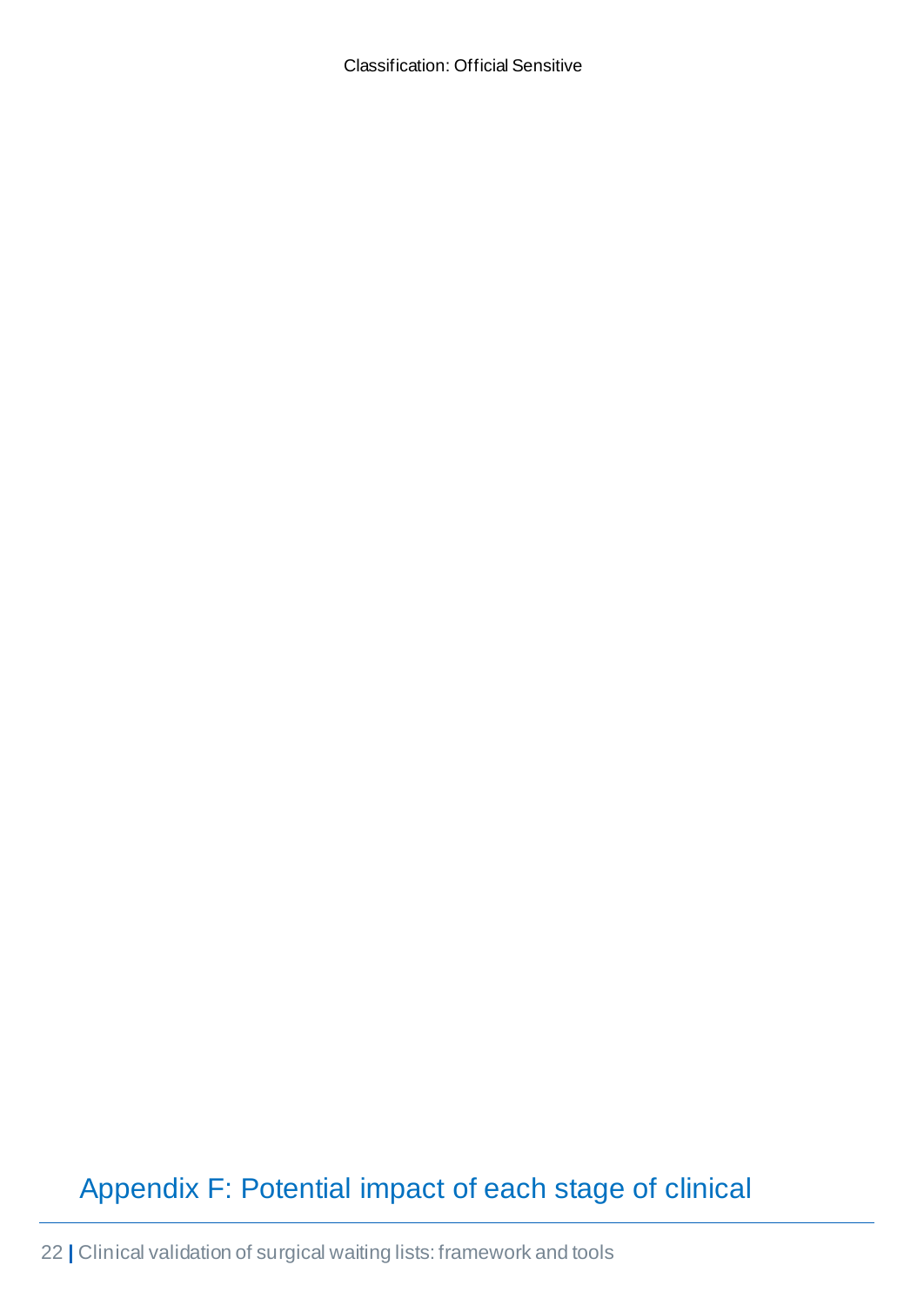# Appendix F: Potential impact of each stage of clinical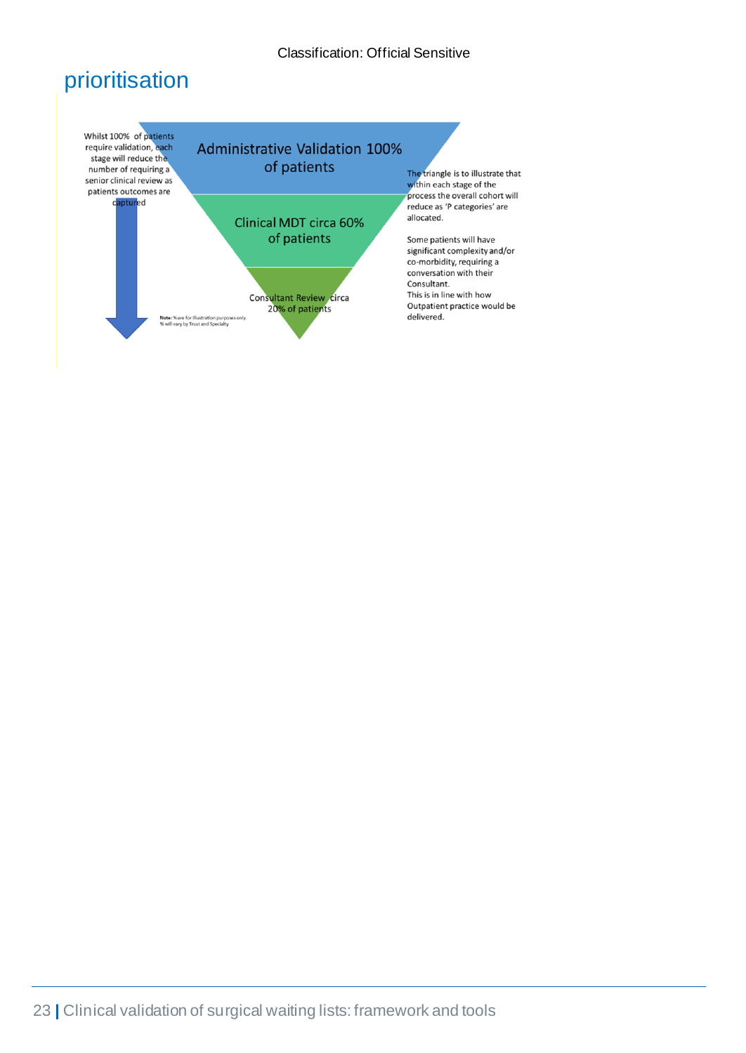## prioritisation

Whilst 100% of patients require validation, each stage will reduce the number of requiring a senior clinical review as patients outcomes are captured

Administrative Validation 100% of patients

Clinical MDT circa 60% of patients

Consultant Review circa 20% of patients

**Note:** % are for illustration purposes only. % will vary by Trust and Specialty

The triangle is to illustrate that within each stage of the process the overall cohort will reduce as 'P categories' are allocated.

Some patients will have significant complexity and/or co-morbidity, requiring a conversation with their Consultant. This is in line with how Outpatient practice would be delivered.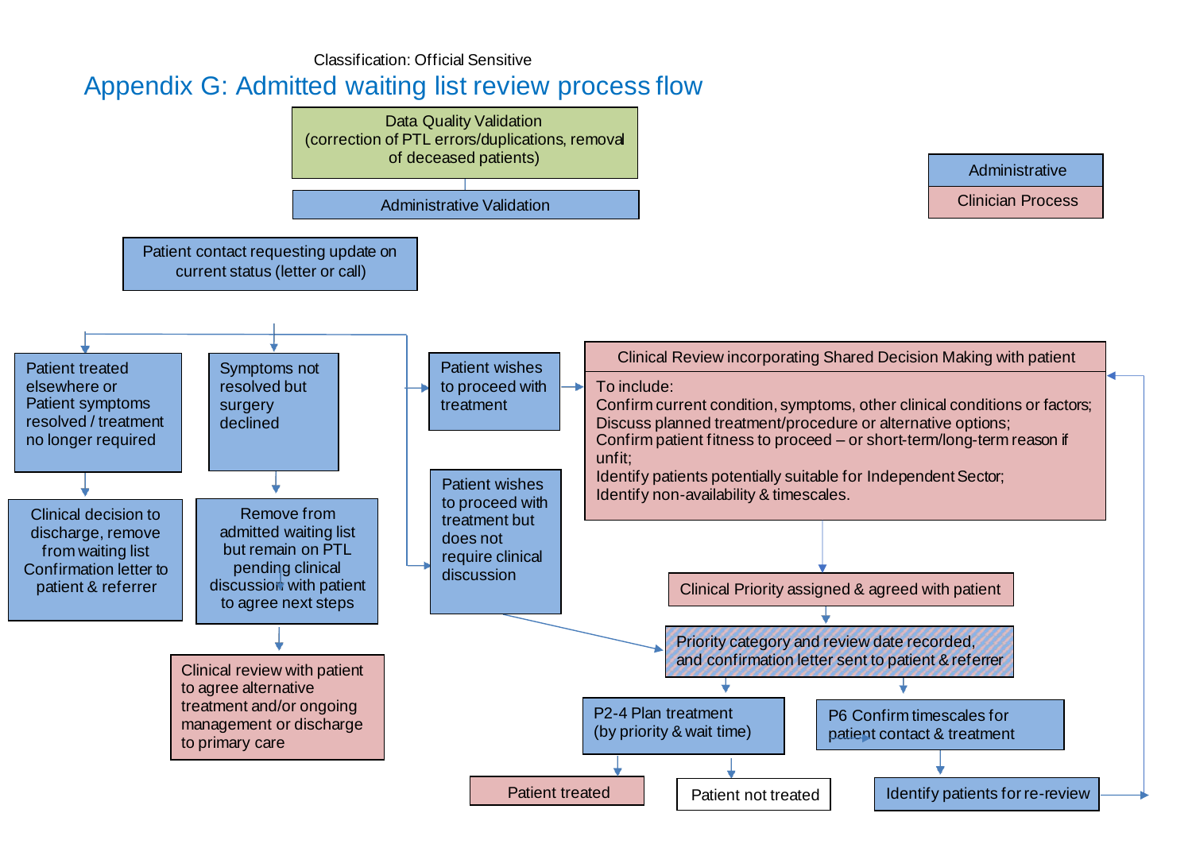Classification: Official Sensitive

# Appendix G: Admitted waiting list review process flow

**Legend:** Administrative | Clinician Process

Data Quality Validation (correction of PTL errors/duplications, removal of deceased patients)

Administrative Validation

Patient contact requesting update on current status (letter or call)

- Patient treated elsewhere or Patient symptoms resolved / treatment no longer required
  - Clinical decision to discharge, remove from waiting list Confirmation letter to patient & referrer
- Symptoms not resolved but surgery declined
  - Remove from admitted waiting list but remain on PTL pending clinical discussion with patient to agree next steps
    - Clinical review with patient to agree alternative treatment and/or ongoing management or discharge to primary care
- Patient wishes to proceed with treatment
  - Clinical Review incorporating Shared Decision Making with patient

    To include:
    Confirm current condition, symptoms, other clinical conditions or factors;
    Discuss planned treatment/procedure or alternative options;
    Confirm patient fitness to proceed – or short-term/long-term reason if unfit;
    Identify patients potentially suitable for Independent Sector;
    Identify non-availability & timescales.
    - Clinical Priority assigned & agreed with patient
      - Priority category and review date recorded, and confirmation letter sent to patient & referrer
- Patient wishes to proceed with treatment but does not require clinical discussion
  - Priority category and review date recorded, and confirmation letter sent to patient & referrer

Priority category and review date recorded, and confirmation letter sent to patient & referrer:

- P2-4 Plan treatment (by priority & wait time)
  - Patient treated
  - Patient not treated
- P6 Confirm timescales for patient contact & treatment
  - Identify patients for re-review → Clinical Review incorporating Shared Decision Making with patient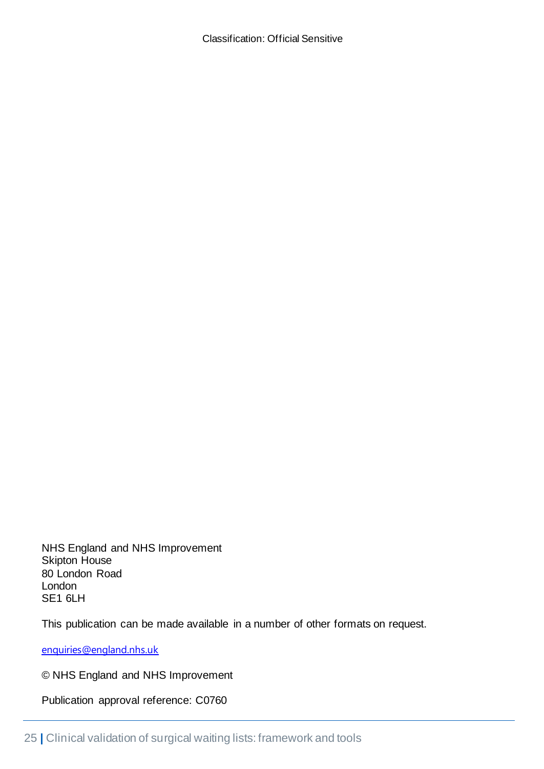Classification: Official Sensitive

NHS England and NHS Improvement
Skipton House
80 London Road
London
SE1 6LH

This publication can be made available in a number of other formats on request.

enquiries@england.nhs.uk

© NHS England and NHS Improvement

Publication approval reference: C0760